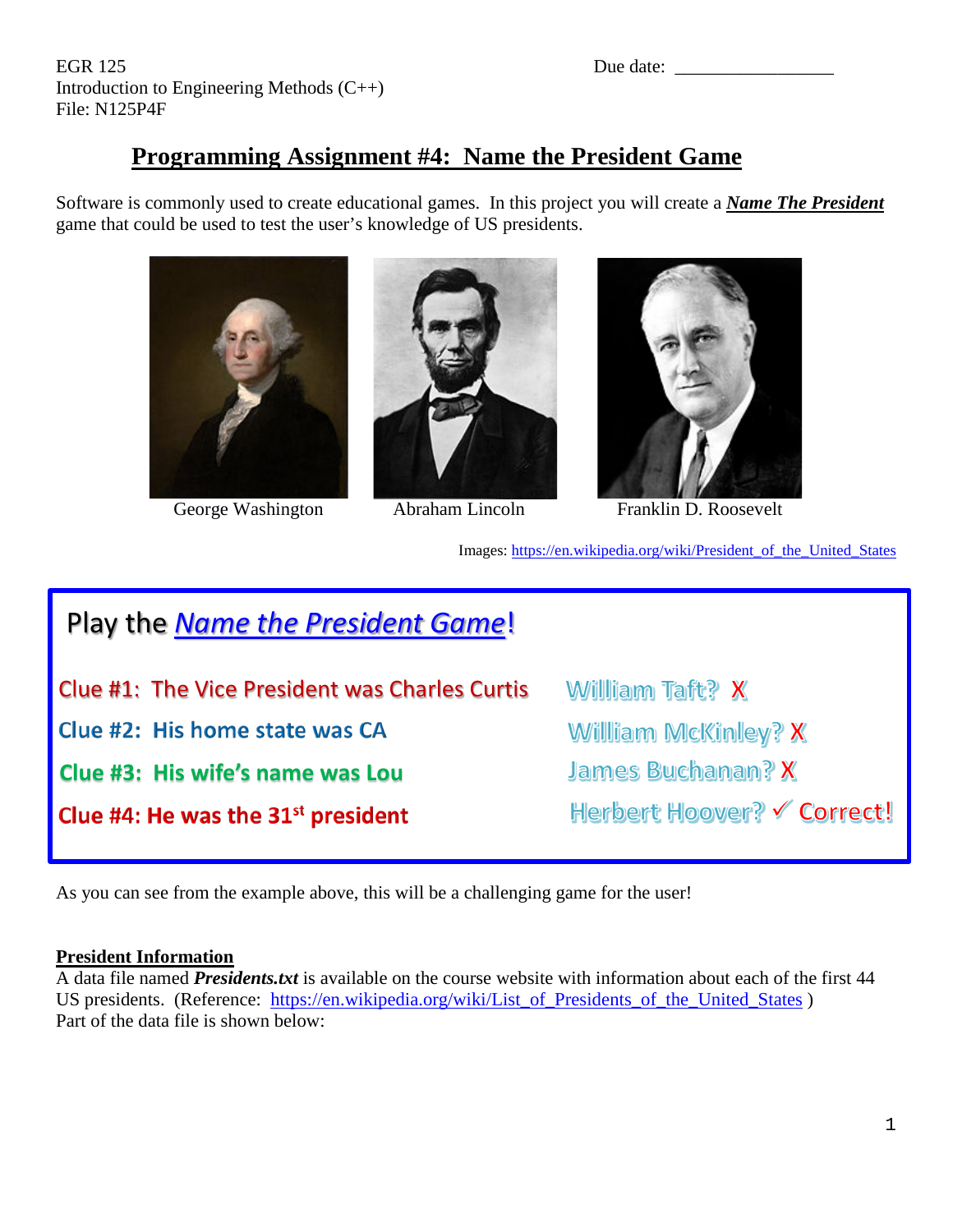EGR 125
Introduction to Engineering Methods (C++)
File: N125P4F

Due date: ________________

# Programming Assignment #4: Name the President Game

Software is commonly used to create educational games. In this project you will create a ***Name The President*** game that could be used to test the user's knowledge of US presidents.

George Washington

Abraham Lincoln

Franklin D. Roosevelt

Images: https://en.wikipedia.org/wiki/President_of_the_United_States

Play the *Name the President Game*!

Clue #1: The Vice President was Charles Curtis — William Taft? X

Clue #2: His home state was CA — William McKinley? X

Clue #3: His wife's name was Lou — James Buchanan? X

Clue #4: He was the 31st president — Herbert Hoover? ✓ Correct!

As you can see from the example above, this will be a challenging game for the user!

**President Information**

A data file named ***Presidents.txt*** is available on the course website with information about each of the first 44 US presidents. (Reference: https://en.wikipedia.org/wiki/List_of_Presidents_of_the_United_States )
Part of the data file is shown below: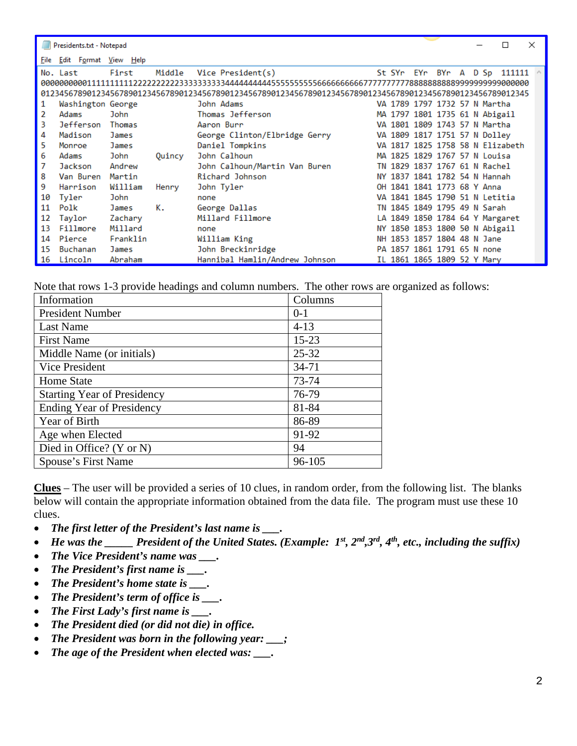```
Presidents.txt - Notepad
File  Edit  Format  View  Help
No. Last      First     Middle    Vice President(s)                      St SYr  EYr  BYr  A  D Sp  111111
0000000000111111111122222222223333333333444444444455555555556666666666777777777788888888889999999999000000
0123456789012345678901234567890123456789012345678901234567890123456789012345678901234567890123456789012345
1   Washington George             John Adams                             VA 1789 1797 1732 57 N Martha
2   Adams     John                Thomas Jefferson                       MA 1797 1801 1735 61 N Abigail
3   Jefferson Thomas              Aaron Burr                             VA 1801 1809 1743 57 N Martha
4   Madison   James               George Clinton/Elbridge Gerry          VA 1809 1817 1751 57 N Dolley
5   Monroe    James               Daniel Tompkins                        VA 1817 1825 1758 58 N Elizabeth
6   Adams     John      Quincy    John Calhoun                           MA 1825 1829 1767 57 N Louisa
7   Jackson   Andrew              John Calhoun/Martin Van Buren          TN 1829 1837 1767 61 N Rachel
8   Van Buren Martin              Richard Johnson                        NY 1837 1841 1782 54 N Hannah
9   Harrison  William   Henry     John Tyler                             OH 1841 1841 1773 68 Y Anna
10  Tyler     John                none                                   VA 1841 1845 1790 51 N Letitia
11  Polk      James     K.        George Dallas                          TN 1845 1849 1795 49 N Sarah
12  Taylor    Zachary             Millard Fillmore                       LA 1849 1850 1784 64 Y Margaret
13  Fillmore  Millard             none                                   NY 1850 1853 1800 50 N Abigail
14  Pierce    Franklin            William King                           NH 1853 1857 1804 48 N Jane
15  Buchanan  James               John Breckinridge                      PA 1857 1861 1791 65 N none
16  Lincoln   Abraham             Hannibal Hamlin/Andrew Johnson         IL 1861 1865 1809 52 Y Mary
```

Note that rows 1-3 provide headings and column numbers. The other rows are organized as follows:

| Information | Columns |
|---|---|
| President Number | 0-1 |
| Last Name | 4-13 |
| First Name | 15-23 |
| Middle Name (or initials) | 25-32 |
| Vice President | 34-71 |
| Home State | 73-74 |
| Starting Year of Presidency | 76-79 |
| Ending Year of Presidency | 81-84 |
| Year of Birth | 86-89 |
| Age when Elected | 91-92 |
| Died in Office? (Y or N) | 94 |
| Spouse's First Name | 96-105 |

<u>**Clues**</u> – The user will be provided a series of 10 clues, in random order, from the following list. The blanks below will contain the appropriate information obtained from the data file. The program must use these 10 clues.

- ***The first letter of the President's last name is \_\_\_.***
- ***He was the \_\_\_\_\_ President of the United States. (Example: 1st, 2nd, 3rd, 4th, etc., including the suffix)***
- ***The Vice President's name was \_\_\_.***
- ***The President's first name is \_\_\_.***
- ***The President's home state is \_\_\_.***
- ***The President's term of office is \_\_\_.***
- ***The First Lady's first name is \_\_\_.***
- ***The President died (or did not die) in office.***
- ***The President was born in the following year: \_\_\_;***
- ***The age of the President when elected was: \_\_\_.***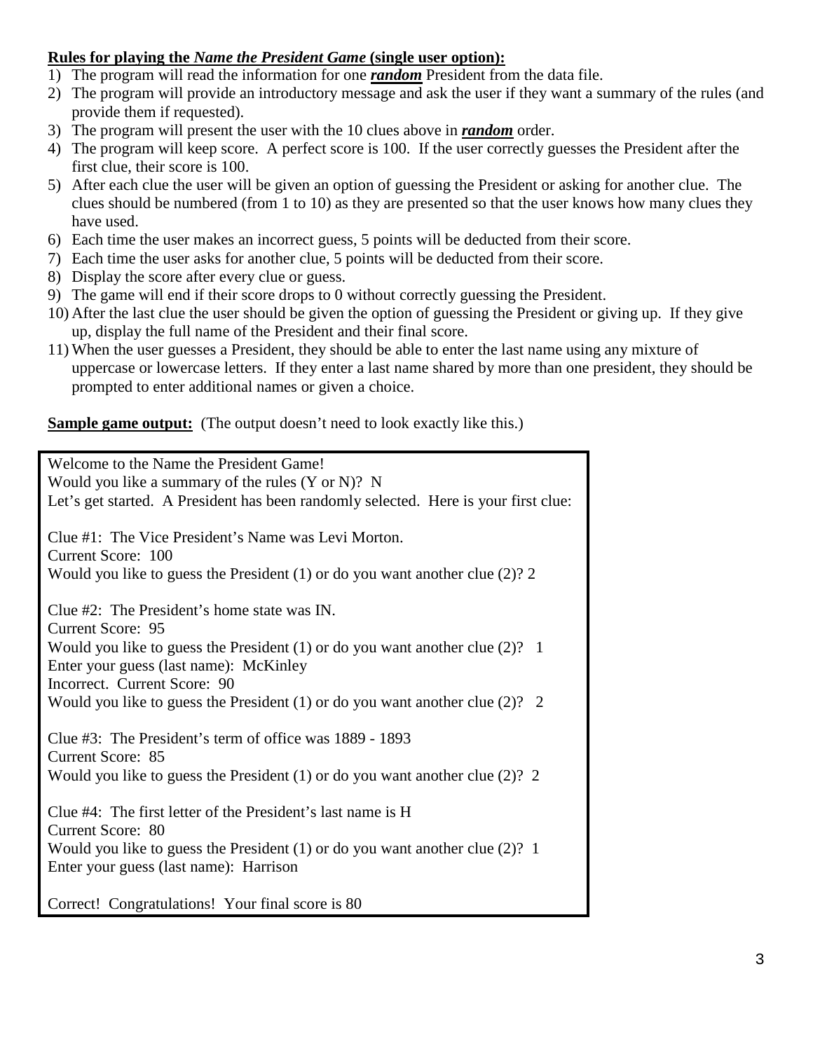**Rules for playing the *Name the President Game* (single user option):**

1) The program will read the information for one ***random*** President from the data file.
2) The program will provide an introductory message and ask the user if they want a summary of the rules (and provide them if requested).
3) The program will present the user with the 10 clues above in ***random*** order.
4) The program will keep score. A perfect score is 100. If the user correctly guesses the President after the first clue, their score is 100.
5) After each clue the user will be given an option of guessing the President or asking for another clue. The clues should be numbered (from 1 to 10) as they are presented so that the user knows how many clues they have used.
6) Each time the user makes an incorrect guess, 5 points will be deducted from their score.
7) Each time the user asks for another clue, 5 points will be deducted from their score.
8) Display the score after every clue or guess.
9) The game will end if their score drops to 0 without correctly guessing the President.
10) After the last clue the user should be given the option of guessing the President or giving up. If they give up, display the full name of the President and their final score.
11) When the user guesses a President, they should be able to enter the last name using any mixture of uppercase or lowercase letters. If they enter a last name shared by more than one president, they should be prompted to enter additional names or given a choice.

**Sample game output:** (The output doesn't need to look exactly like this.)

```
Welcome to the Name the President Game!
Would you like a summary of the rules (Y or N)?  N
Let's get started.  A President has been randomly selected.  Here is your first clue:

Clue #1:  The Vice President's Name was Levi Morton.
Current Score:  100
Would you like to guess the President (1) or do you want another clue (2)? 2

Clue #2:  The President's home state was IN.
Current Score:  95
Would you like to guess the President (1) or do you want another clue (2)?   1
Enter your guess (last name):  McKinley
Incorrect.  Current Score:  90
Would you like to guess the President (1) or do you want another clue (2)?   2

Clue #3:  The President's term of office was 1889 - 1893
Current Score:  85
Would you like to guess the President (1) or do you want another clue (2)?  2

Clue #4:  The first letter of the President's last name is H
Current Score:  80
Would you like to guess the President (1) or do you want another clue (2)?  1
Enter your guess (last name):  Harrison

Correct!  Congratulations!  Your final score is 80
```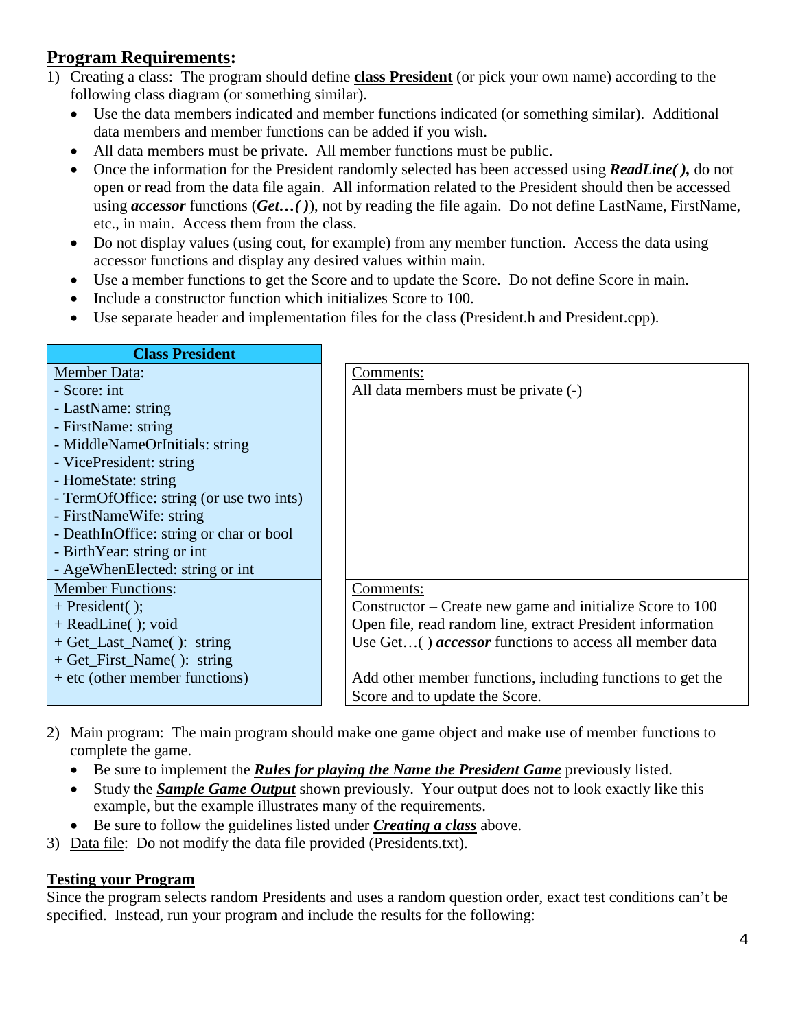## Program Requirements:

1) Creating a class: The program should define **class President** (or pick your own name) according to the following class diagram (or something similar).
   - Use the data members indicated and member functions indicated (or something similar). Additional data members and member functions can be added if you wish.
   - All data members must be private. All member functions must be public.
   - Once the information for the President randomly selected has been accessed using ***ReadLine( ),*** do not open or read from the data file again. All information related to the President should then be accessed using ***accessor*** functions (***Get…( )***), not by reading the file again. Do not define LastName, FirstName, etc., in main. Access them from the class.
   - Do not display values (using cout, for example) from any member function. Access the data using accessor functions and display any desired values within main.
   - Use a member functions to get the Score and to update the Score. Do not define Score in main.
   - Include a constructor function which initializes Score to 100.
   - Use separate header and implementation files for the class (President.h and President.cpp).

| **Class President** | |
|---|---|
| Member Data:<br>- Score: int<br>- LastName: string<br>- FirstName: string<br>- MiddleNameOrInitials: string<br>- VicePresident: string<br>- HomeState: string<br>- TermOfOffice: string (or use two ints)<br>- FirstNameWife: string<br>- DeathInOffice: string or char or bool<br>- BirthYear: string or int<br>- AgeWhenElected: string or int | Comments:<br>All data members must be private (-) |
| Member Functions:<br>+ President( );<br>+ ReadLine( ); void<br>+ Get_Last_Name( ): string<br>+ Get_First_Name( ): string<br>+ etc (other member functions) | Comments:<br>Constructor – Create new game and initialize Score to 100<br>Open file, read random line, extract President information<br>Use Get…( ) ***accessor*** functions to access all member data<br><br>Add other member functions, including functions to get the Score and to update the Score. |

2) Main program: The main program should make one game object and make use of member functions to complete the game.
   - Be sure to implement the ***Rules for playing the Name the President Game*** previously listed.
   - Study the ***Sample Game Output*** shown previously. Your output does not to look exactly like this example, but the example illustrates many of the requirements.
   - Be sure to follow the guidelines listed under ***Creating a class*** above.
3) Data file: Do not modify the data file provided (Presidents.txt).

**Testing your Program**

Since the program selects random Presidents and uses a random question order, exact test conditions can't be specified. Instead, run your program and include the results for the following: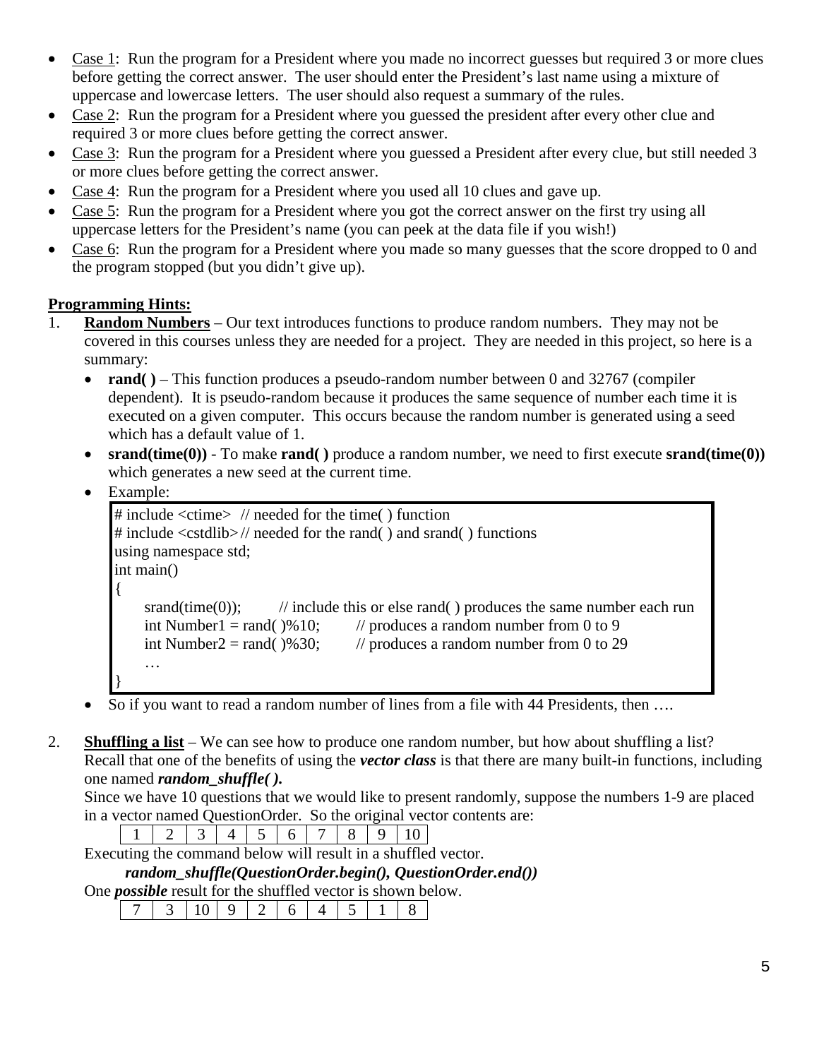- Case 1: Run the program for a President where you made no incorrect guesses but required 3 or more clues before getting the correct answer. The user should enter the President's last name using a mixture of uppercase and lowercase letters. The user should also request a summary of the rules.
- Case 2: Run the program for a President where you guessed the president after every other clue and required 3 or more clues before getting the correct answer.
- Case 3: Run the program for a President where you guessed a President after every clue, but still needed 3 or more clues before getting the correct answer.
- Case 4: Run the program for a President where you used all 10 clues and gave up.
- Case 5: Run the program for a President where you got the correct answer on the first try using all uppercase letters for the President's name (you can peek at the data file if you wish!)
- Case 6: Run the program for a President where you made so many guesses that the score dropped to 0 and the program stopped (but you didn't give up).

**Programming Hints:**

1. **Random Numbers** – Our text introduces functions to produce random numbers. They may not be covered in this courses unless they are needed for a project. They are needed in this project, so here is a summary:
   - **rand( )** – This function produces a pseudo-random number between 0 and 32767 (compiler dependent). It is pseudo-random because it produces the same sequence of number each time it is executed on a given computer. This occurs because the random number is generated using a seed which has a default value of 1.
   - **srand(time(0))** - To make **rand( )** produce a random number, we need to first execute **srand(time(0))** which generates a new seed at the current time.
   - Example:

     ```
     # include <ctime>  // needed for the time( ) function
     # include <cstdlib> // needed for the rand( ) and srand( ) functions
     using namespace std;
     int main()
     {
         srand(time(0));        // include this or else rand( ) produces the same number each run
         int Number1 = rand( )%10;      // produces a random number from 0 to 9
         int Number2 = rand( )%30;      // produces a random number from 0 to 29
         …
     }
     ```

   - So if you want to read a random number of lines from a file with 44 Presidents, then ….

2. **Shuffling a list** – We can see how to produce one random number, but how about shuffling a list? Recall that one of the benefits of using the ***vector class*** is that there are many built-in functions, including one named ***random_shuffle( ).***

   Since we have 10 questions that we would like to present randomly, suppose the numbers 1-9 are placed in a vector named QuestionOrder. So the original vector contents are:

   | | | | | | | | | | |
   |---|---|---|---|---|---|---|---|---|---|
   | 1 | 2 | 3 | 4 | 5 | 6 | 7 | 8 | 9 | 10 |

   Executing the command below will result in a shuffled vector.

   ***random_shuffle(QuestionOrder.begin(), QuestionOrder.end())***

   One ***possible*** result for the shuffled vector is shown below.

   | | | | | | | | | | |
   |---|---|---|---|---|---|---|---|---|---|
   | 7 | 3 | 10 | 9 | 2 | 6 | 4 | 5 | 1 | 8 |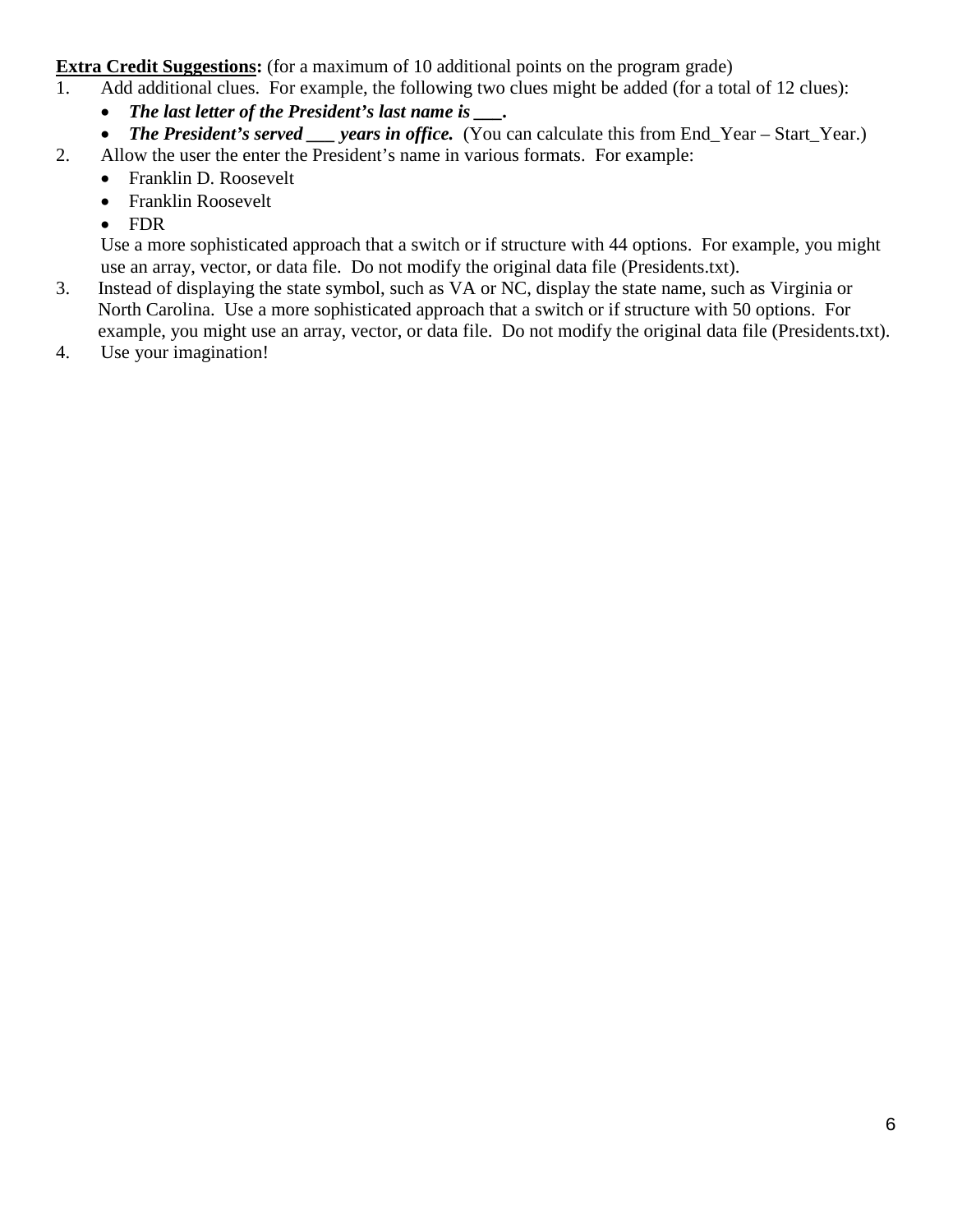**<u>Extra Credit Suggestions</u>:** (for a maximum of 10 additional points on the program grade)

1. Add additional clues. For example, the following two clues might be added (for a total of 12 clues):
   - ***The last letter of the President's last name is \_\_\_.***
   - ***The President's served \_\_\_ years in office.*** (You can calculate this from End_Year – Start_Year.)
2. Allow the user the enter the President's name in various formats. For example:
   - Franklin D. Roosevelt
   - Franklin Roosevelt
   - FDR

   Use a more sophisticated approach that a switch or if structure with 44 options. For example, you might use an array, vector, or data file. Do not modify the original data file (Presidents.txt).
3. Instead of displaying the state symbol, such as VA or NC, display the state name, such as Virginia or North Carolina. Use a more sophisticated approach that a switch or if structure with 50 options. For example, you might use an array, vector, or data file. Do not modify the original data file (Presidents.txt).
4. Use your imagination!